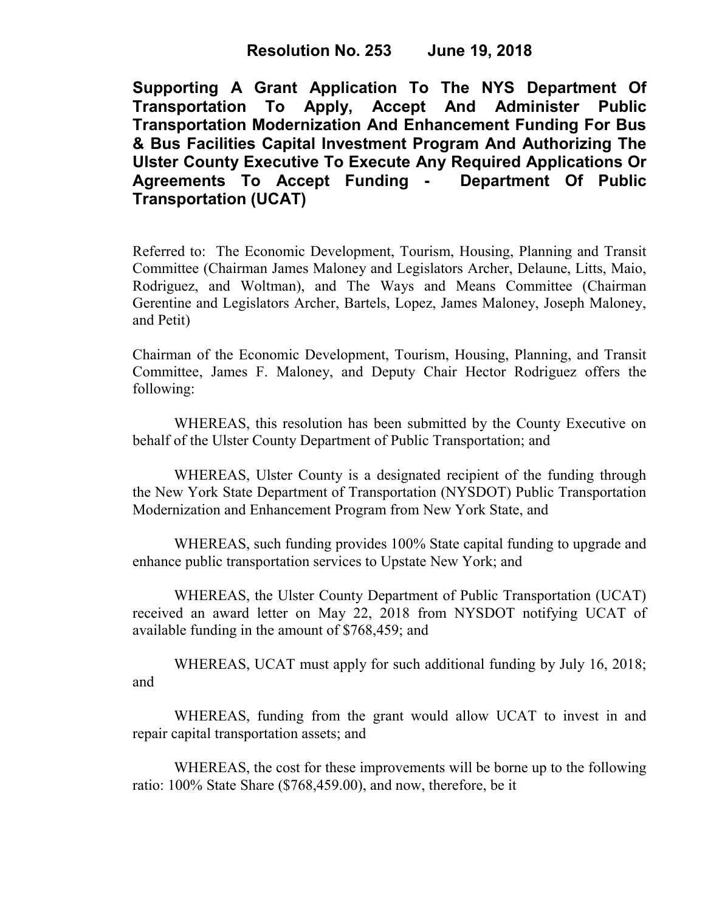**Resolution No. 253 June 19, 2018**

# Supporting A Grant Application To The NYS Department Of Transportation To Apply, Accept And Administer Public Transportation Modernization And Enhancement Funding For Bus & Bus Facilities Capital Investment Program And Authorizing The Ulster County Executive To Execute Any Required Applications Or Agreements To Accept Funding - Department Of Public Transportation (UCAT)

Referred to: The Economic Development, Tourism, Housing, Planning and Transit Committee (Chairman James Maloney and Legislators Archer, Delaune, Litts, Maio, Rodriguez, and Woltman), and The Ways and Means Committee (Chairman Gerentine and Legislators Archer, Bartels, Lopez, James Maloney, Joseph Maloney, and Petit)

Chairman of the Economic Development, Tourism, Housing, Planning, and Transit Committee, James F. Maloney, and Deputy Chair Hector Rodriguez offers the following:

WHEREAS, this resolution has been submitted by the County Executive on behalf of the Ulster County Department of Public Transportation; and

WHEREAS, Ulster County is a designated recipient of the funding through the New York State Department of Transportation (NYSDOT) Public Transportation Modernization and Enhancement Program from New York State, and

WHEREAS, such funding provides 100% State capital funding to upgrade and enhance public transportation services to Upstate New York; and

WHEREAS, the Ulster County Department of Public Transportation (UCAT) received an award letter on May 22, 2018 from NYSDOT notifying UCAT of available funding in the amount of $768,459; and

WHEREAS, UCAT must apply for such additional funding by July 16, 2018; and

WHEREAS, funding from the grant would allow UCAT to invest in and repair capital transportation assets; and

WHEREAS, the cost for these improvements will be borne up to the following ratio: 100% State Share ($768,459.00), and now, therefore, be it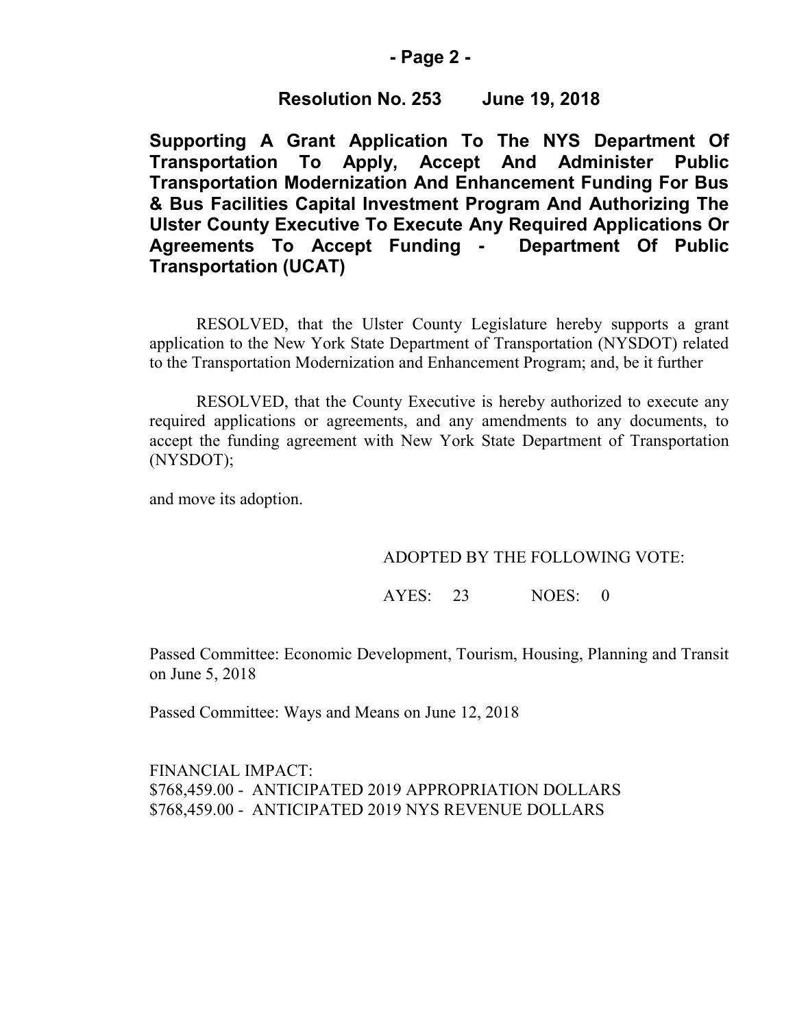**Resolution No. 253 June 19, 2018**

**Supporting A Grant Application To The NYS Department Of Transportation To Apply, Accept And Administer Public Transportation Modernization And Enhancement Funding For Bus & Bus Facilities Capital Investment Program And Authorizing The Ulster County Executive To Execute Any Required Applications Or Agreements To Accept Funding - Department Of Public Transportation (UCAT)**

RESOLVED, that the Ulster County Legislature hereby supports a grant application to the New York State Department of Transportation (NYSDOT) related to the Transportation Modernization and Enhancement Program; and, be it further

RESOLVED, that the County Executive is hereby authorized to execute any required applications or agreements, and any amendments to any documents, to accept the funding agreement with New York State Department of Transportation (NYSDOT);

and move its adoption.

ADOPTED BY THE FOLLOWING VOTE:

AYES: 23 NOES: 0

Passed Committee: Economic Development, Tourism, Housing, Planning and Transit on June 5, 2018

Passed Committee: Ways and Means on June 12, 2018

FINANCIAL IMPACT:
$768,459.00 - ANTICIPATED 2019 APPROPRIATION DOLLARS
$768,459.00 - ANTICIPATED 2019 NYS REVENUE DOLLARS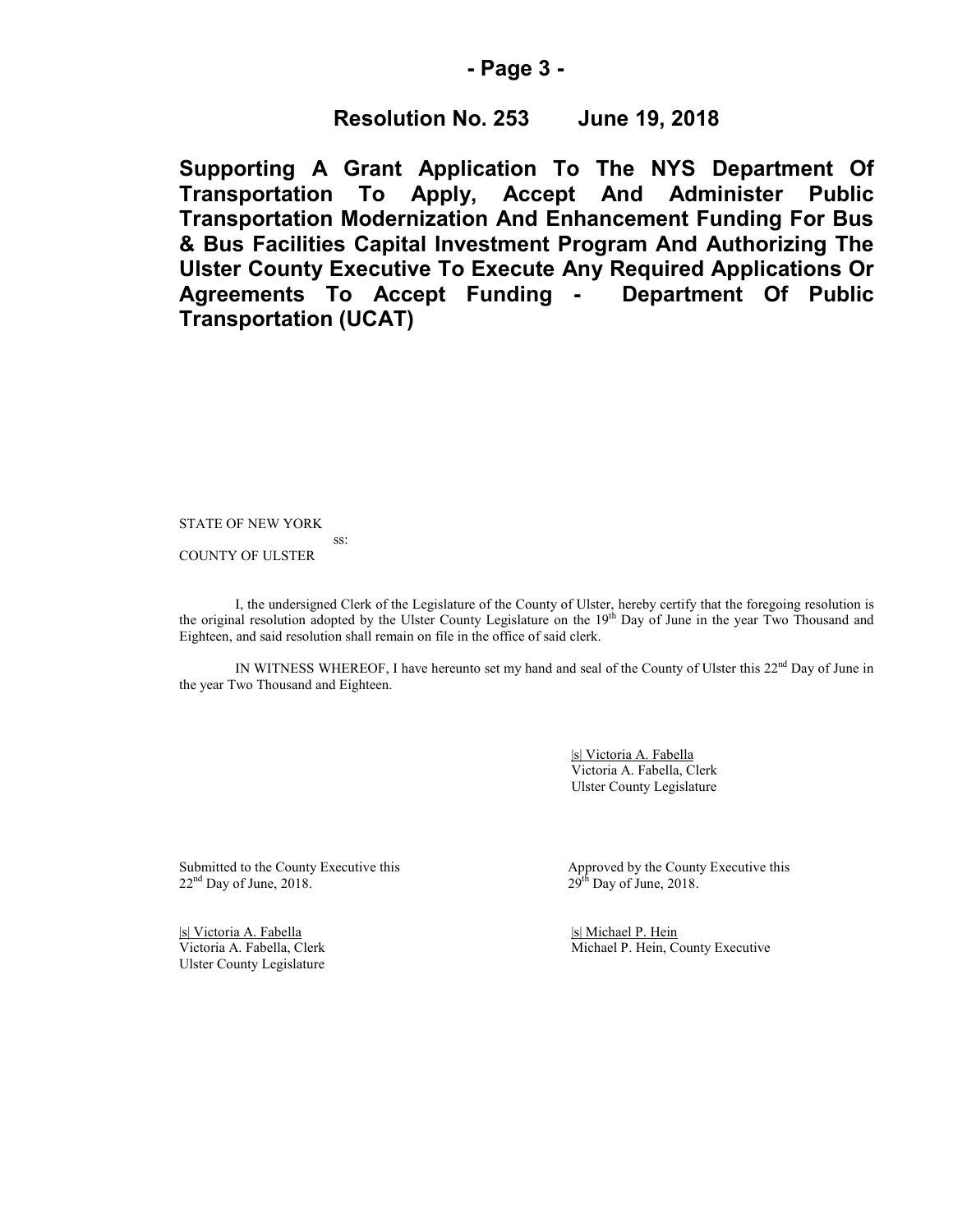## Resolution No. 253 June 19, 2018

**Supporting A Grant Application To The NYS Department Of Transportation To Apply, Accept And Administer Public Transportation Modernization And Enhancement Funding For Bus & Bus Facilities Capital Investment Program And Authorizing The Ulster County Executive To Execute Any Required Applications Or Agreements To Accept Funding - Department Of Public Transportation (UCAT)**

STATE OF NEW YORK
ss:
COUNTY OF ULSTER

I, the undersigned Clerk of the Legislature of the County of Ulster, hereby certify that the foregoing resolution is the original resolution adopted by the Ulster County Legislature on the 19th Day of June in the year Two Thousand and Eighteen, and said resolution shall remain on file in the office of said clerk.

IN WITNESS WHEREOF, I have hereunto set my hand and seal of the County of Ulster this 22nd Day of June in the year Two Thousand and Eighteen.

|s| Victoria A. Fabella
Victoria A. Fabella, Clerk
Ulster County Legislature

Submitted to the County Executive this 22nd Day of June, 2018.

|s| Victoria A. Fabella
Victoria A. Fabella, Clerk
Ulster County Legislature

Approved by the County Executive this 29th Day of June, 2018.

|s| Michael P. Hein
Michael P. Hein, County Executive